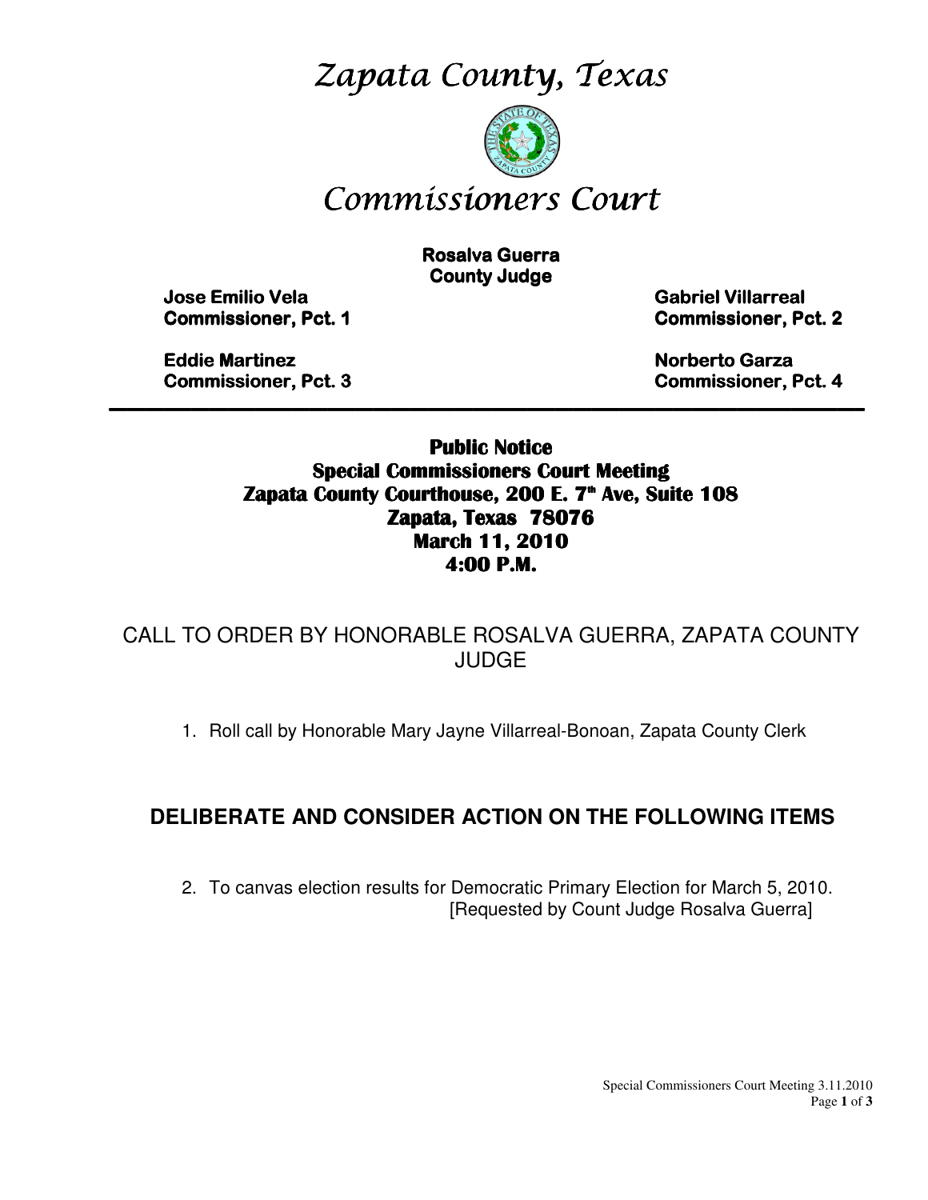# *Zapata County, Texas*

# *Commissioners Court*

**Rosalva Guerra**
**County Judge**

**Jose Emilio Vela**
**Commissioner, Pct. 1**

**Gabriel Villarreal**
**Commissioner, Pct. 2**

**Eddie Martinez**
**Commissioner, Pct. 3**

**Norberto Garza**
**Commissioner, Pct. 4**

---

**Public Notice**
**Special Commissioners Court Meeting**
**Zapata County Courthouse, 200 E. 7th Ave, Suite 108**
**Zapata, Texas 78076**
**March 11, 2010**
**4:00 P.M.**

CALL TO ORDER BY HONORABLE ROSALVA GUERRA, ZAPATA COUNTY JUDGE

1. Roll call by Honorable Mary Jayne Villarreal-Bonoan, Zapata County Clerk

## DELIBERATE AND CONSIDER ACTION ON THE FOLLOWING ITEMS

2. To canvas election results for Democratic Primary Election for March 5, 2010.
   [Requested by Count Judge Rosalva Guerra]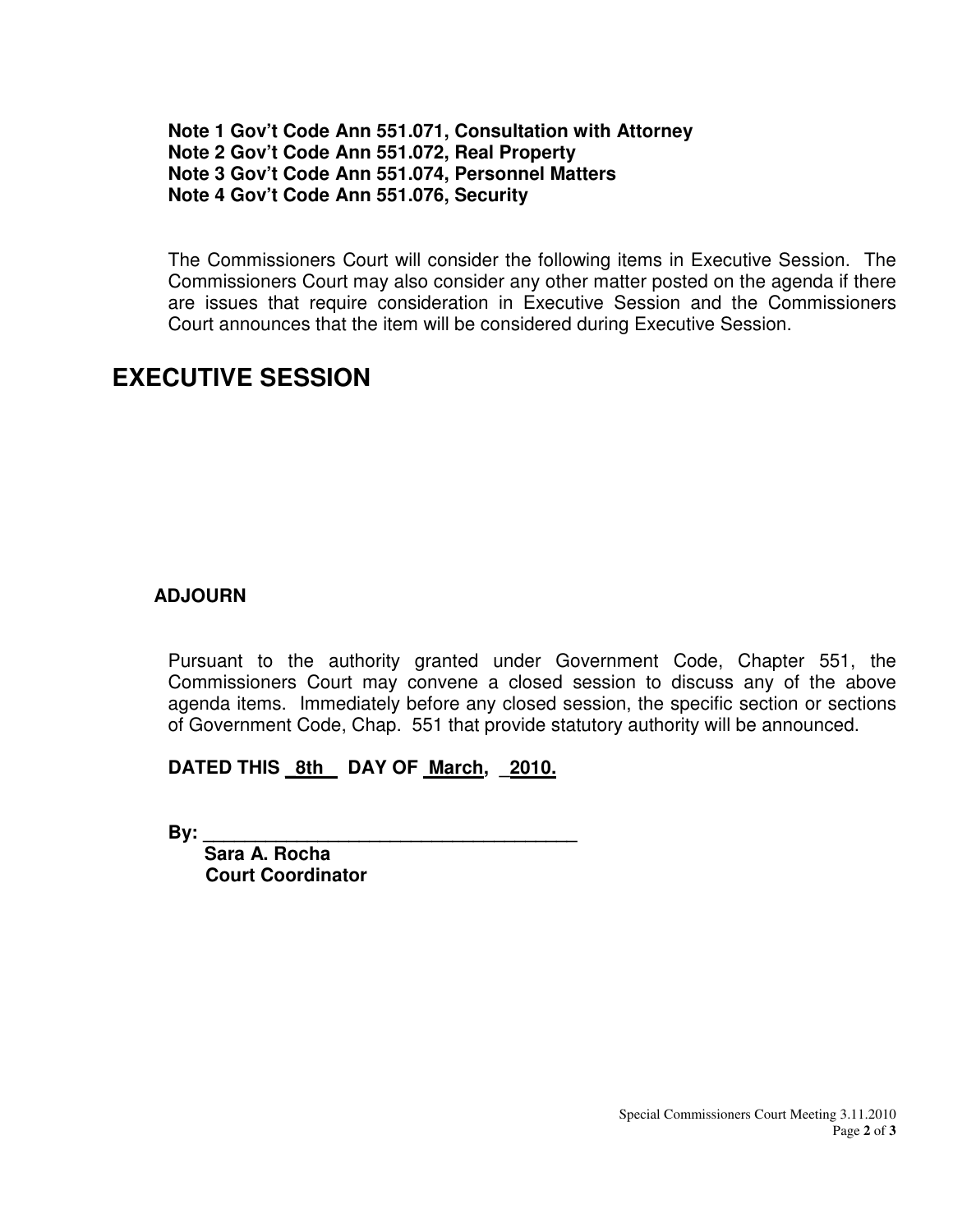**Note 1 Gov't Code Ann 551.071, Consultation with Attorney**
**Note 2 Gov't Code Ann 551.072, Real Property**
**Note 3 Gov't Code Ann 551.074, Personnel Matters**
**Note 4 Gov't Code Ann 551.076, Security**

The Commissioners Court will consider the following items in Executive Session. The Commissioners Court may also consider any other matter posted on the agenda if there are issues that require consideration in Executive Session and the Commissioners Court announces that the item will be considered during Executive Session.

# EXECUTIVE SESSION

**ADJOURN**

Pursuant to the authority granted under Government Code, Chapter 551, the Commissioners Court may convene a closed session to discuss any of the above agenda items. Immediately before any closed session, the specific section or sections of Government Code, Chap. 551 that provide statutory authority will be announced.

**DATED THIS 8th DAY OF March, 2010.**

**By: ____________________________________**
**Sara A. Rocha**
**Court Coordinator**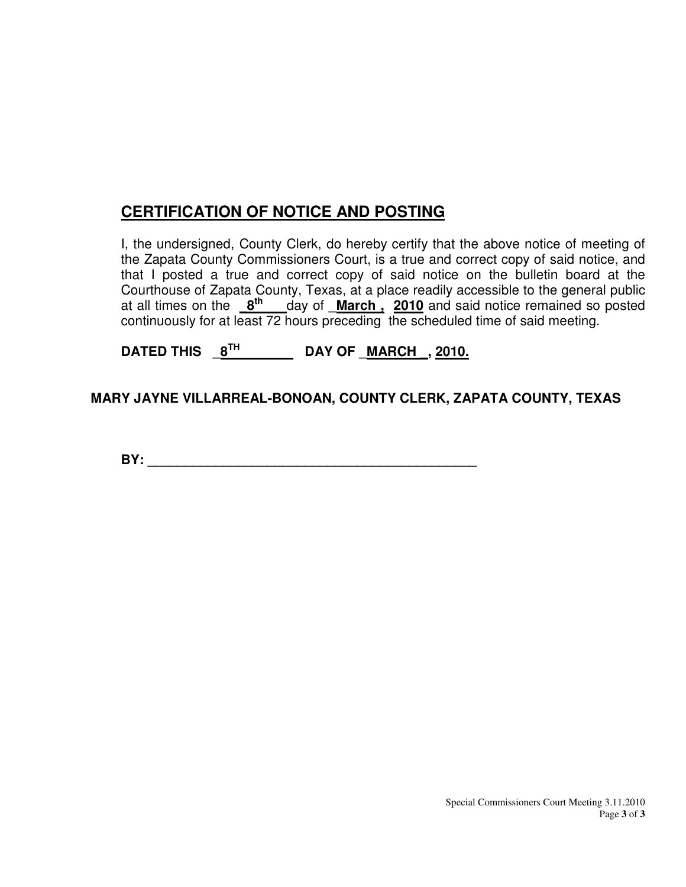## CERTIFICATION OF NOTICE AND POSTING

I, the undersigned, County Clerk, do hereby certify that the above notice of meeting of the Zapata County Commissioners Court, is a true and correct copy of said notice, and that I posted a true and correct copy of said notice on the bulletin board at the Courthouse of Zapata County, Texas, at a place readily accessible to the general public at all times on the **8th** day of **March , 2010** and said notice remained so posted continuously for at least 72 hours preceding the scheduled time of said meeting.

**DATED THIS 8TH DAY OF MARCH , 2010.**

**MARY JAYNE VILLARREAL-BONOAN, COUNTY CLERK, ZAPATA COUNTY, TEXAS**

**BY: ______________________________________________**